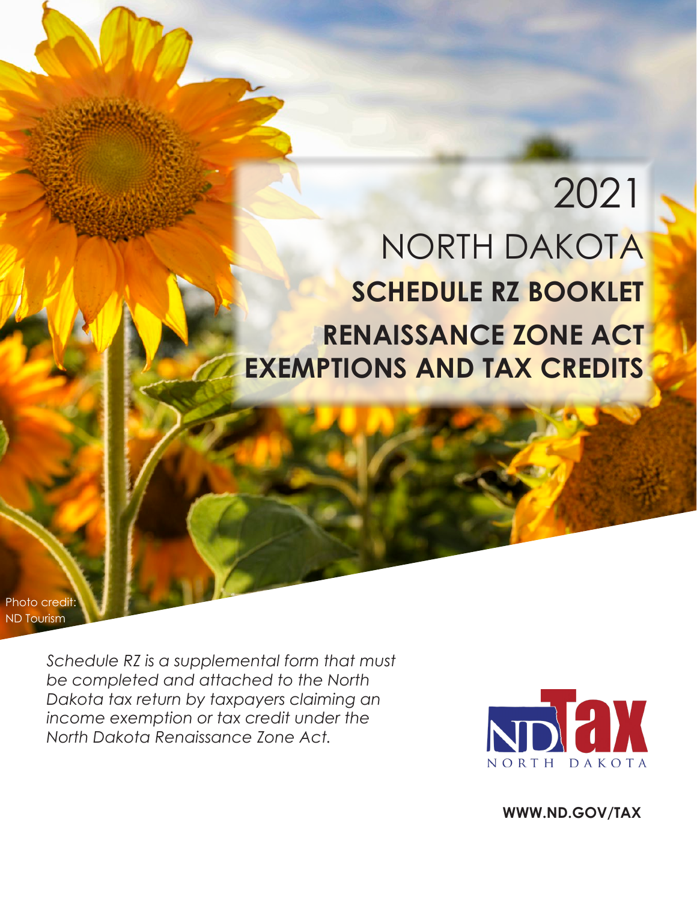# 2021

# NORTH DAKOTA

## SCHEDULE RZ BOOKLET

## RENAISSANCE ZONE ACT EXEMPTIONS AND TAX CREDITS

Photo credit: ND Tourism

*Schedule RZ is a supplemental form that must be completed and attached to the North Dakota tax return by taxpayers claiming an income exemption or tax credit under the North Dakota Renaissance Zone Act.*

ND Tax NORTH DAKOTA

**WWW.ND.GOV/TAX**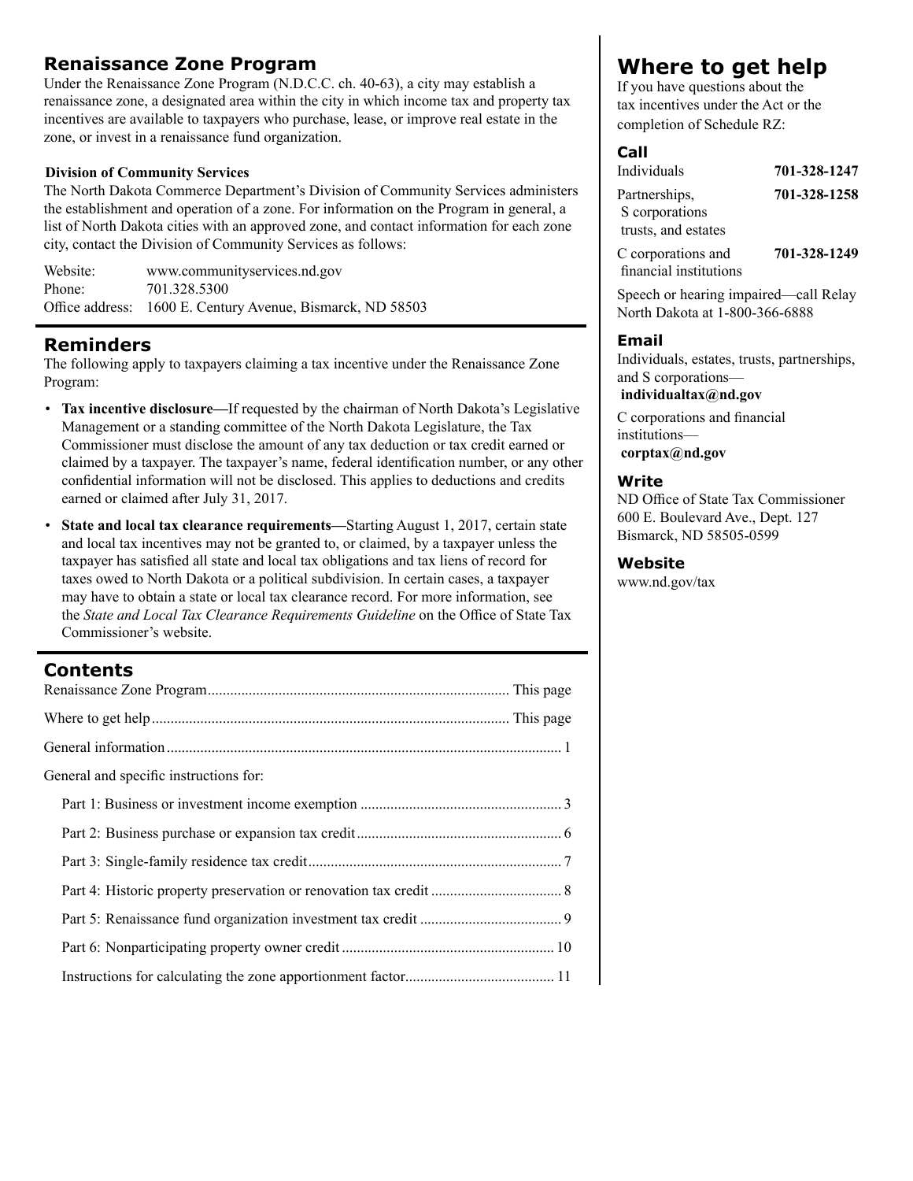## Renaissance Zone Program

Under the Renaissance Zone Program (N.D.C.C. ch. 40-63), a city may establish a renaissance zone, a designated area within the city in which income tax and property tax incentives are available to taxpayers who purchase, lease, or improve real estate in the zone, or invest in a renaissance fund organization.

**Division of Community Services**

The North Dakota Commerce Department's Division of Community Services administers the establishment and operation of a zone. For information on the Program in general, a list of North Dakota cities with an approved zone, and contact information for each zone city, contact the Division of Community Services as follows:

| | |
|---|---|
| Website: | www.communityservices.nd.gov |
| Phone: | 701.328.5300 |
| Office address: | 1600 E. Century Avenue, Bismarck, ND 58503 |

## Reminders

The following apply to taxpayers claiming a tax incentive under the Renaissance Zone Program:

- **Tax incentive disclosure—**If requested by the chairman of North Dakota's Legislative Management or a standing committee of the North Dakota Legislature, the Tax Commissioner must disclose the amount of any tax deduction or tax credit earned or claimed by a taxpayer. The taxpayer's name, federal identification number, or any other confidential information will not be disclosed. This applies to deductions and credits earned or claimed after July 31, 2017.
- **State and local tax clearance requirements—**Starting August 1, 2017, certain state and local tax incentives may not be granted to, or claimed, by a taxpayer unless the taxpayer has satisfied all state and local tax obligations and tax liens of record for taxes owed to North Dakota or a political subdivision. In certain cases, a taxpayer may have to obtain a state or local tax clearance record. For more information, see the *State and Local Tax Clearance Requirements Guideline* on the Office of State Tax Commissioner's website.

## Contents

| | |
|---|---|
| Renaissance Zone Program | This page |
| Where to get help | This page |
| General information | 1 |
| General and specific instructions for: | |
| Part 1: Business or investment income exemption | 3 |
| Part 2: Business purchase or expansion tax credit | 6 |
| Part 3: Single-family residence tax credit | 7 |
| Part 4: Historic property preservation or renovation tax credit | 8 |
| Part 5: Renaissance fund organization investment tax credit | 9 |
| Part 6: Nonparticipating property owner credit | 10 |
| Instructions for calculating the zone apportionment factor | 11 |

## Where to get help

If you have questions about the tax incentives under the Act or the completion of Schedule RZ:

### Call

| | |
|---|---|
| Individuals | **701-328-1247** |
| Partnerships, S corporations trusts, and estates | **701-328-1258** |
| C corporations and financial institutions | **701-328-1249** |

Speech or hearing impaired—call Relay North Dakota at 1-800-366-6888

### Email

Individuals, estates, trusts, partnerships, and S corporations—
**individualtax@nd.gov**

C corporations and financial institutions—
**corptax@nd.gov**

### Write

ND Office of State Tax Commissioner
600 E. Boulevard Ave., Dept. 127
Bismarck, ND 58505-0599

### Website

www.nd.gov/tax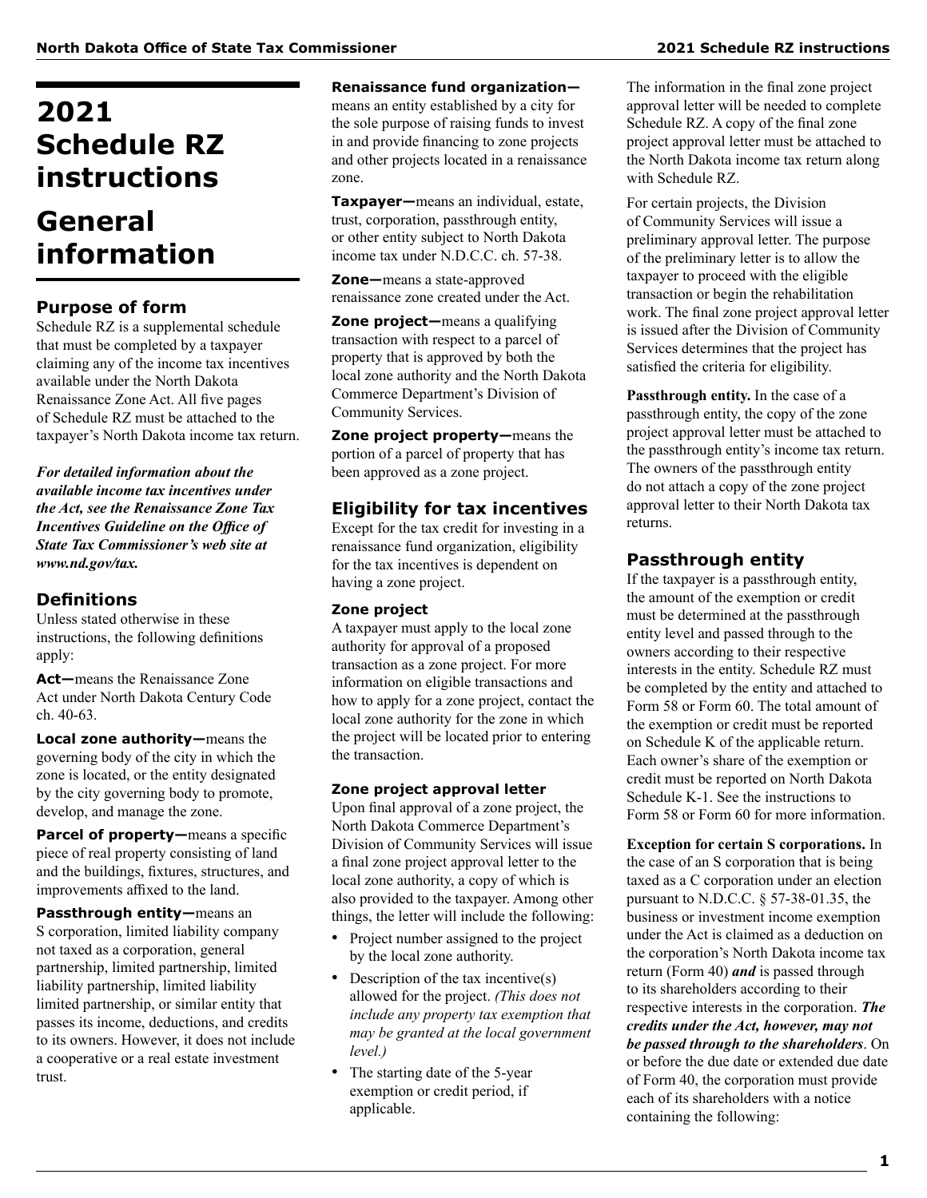# 2021 Schedule RZ instructions

# General information

## Purpose of form

Schedule RZ is a supplemental schedule that must be completed by a taxpayer claiming any of the income tax incentives available under the North Dakota Renaissance Zone Act. All five pages of Schedule RZ must be attached to the taxpayer's North Dakota income tax return.

***For detailed information about the available income tax incentives under the Act, see the Renaissance Zone Tax Incentives Guideline on the Office of State Tax Commissioner's web site at www.nd.gov/tax.***

## Definitions

Unless stated otherwise in these instructions, the following definitions apply:

**Act—**means the Renaissance Zone Act under North Dakota Century Code ch. 40-63.

**Local zone authority—**means the governing body of the city in which the zone is located, or the entity designated by the city governing body to promote, develop, and manage the zone.

**Parcel of property—**means a specific piece of real property consisting of land and the buildings, fixtures, structures, and improvements affixed to the land.

**Passthrough entity—**means an S corporation, limited liability company not taxed as a corporation, general partnership, limited partnership, limited liability partnership, limited liability limited partnership, or similar entity that passes its income, deductions, and credits to its owners. However, it does not include a cooperative or a real estate investment trust.

**Renaissance fund organization—** means an entity established by a city for the sole purpose of raising funds to invest in and provide financing to zone projects and other projects located in a renaissance zone.

**Taxpayer—**means an individual, estate, trust, corporation, passthrough entity, or other entity subject to North Dakota income tax under N.D.C.C. ch. 57-38.

**Zone—**means a state-approved renaissance zone created under the Act.

**Zone project—**means a qualifying transaction with respect to a parcel of property that is approved by both the local zone authority and the North Dakota Commerce Department's Division of Community Services.

**Zone project property—**means the portion of a parcel of property that has been approved as a zone project.

## Eligibility for tax incentives

Except for the tax credit for investing in a renaissance fund organization, eligibility for the tax incentives is dependent on having a zone project.

### Zone project

A taxpayer must apply to the local zone authority for approval of a proposed transaction as a zone project. For more information on eligible transactions and how to apply for a zone project, contact the local zone authority for the zone in which the project will be located prior to entering the transaction.

### Zone project approval letter

Upon final approval of a zone project, the North Dakota Commerce Department's Division of Community Services will issue a final zone project approval letter to the local zone authority, a copy of which is also provided to the taxpayer. Among other things, the letter will include the following:

- Project number assigned to the project by the local zone authority.
- Description of the tax incentive(s) allowed for the project. *(This does not include any property tax exemption that may be granted at the local government level.)*
- The starting date of the 5-year exemption or credit period, if applicable.

The information in the final zone project approval letter will be needed to complete Schedule RZ. A copy of the final zone project approval letter must be attached to the North Dakota income tax return along with Schedule RZ.

For certain projects, the Division of Community Services will issue a preliminary approval letter. The purpose of the preliminary letter is to allow the taxpayer to proceed with the eligible transaction or begin the rehabilitation work. The final zone project approval letter is issued after the Division of Community Services determines that the project has satisfied the criteria for eligibility.

**Passthrough entity.** In the case of a passthrough entity, the copy of the zone project approval letter must be attached to the passthrough entity's income tax return. The owners of the passthrough entity do not attach a copy of the zone project approval letter to their North Dakota tax returns.

## Passthrough entity

If the taxpayer is a passthrough entity, the amount of the exemption or credit must be determined at the passthrough entity level and passed through to the owners according to their respective interests in the entity. Schedule RZ must be completed by the entity and attached to Form 58 or Form 60. The total amount of the exemption or credit must be reported on Schedule K of the applicable return. Each owner's share of the exemption or credit must be reported on North Dakota Schedule K-1. See the instructions to Form 58 or Form 60 for more information.

**Exception for certain S corporations.** In the case of an S corporation that is being taxed as a C corporation under an election pursuant to N.D.C.C. § 57-38-01.35, the business or investment income exemption under the Act is claimed as a deduction on the corporation's North Dakota income tax return (Form 40) ***and*** is passed through to its shareholders according to their respective interests in the corporation. ***The credits under the Act, however, may not be passed through to the shareholders***. On or before the due date or extended due date of Form 40, the corporation must provide each of its shareholders with a notice containing the following: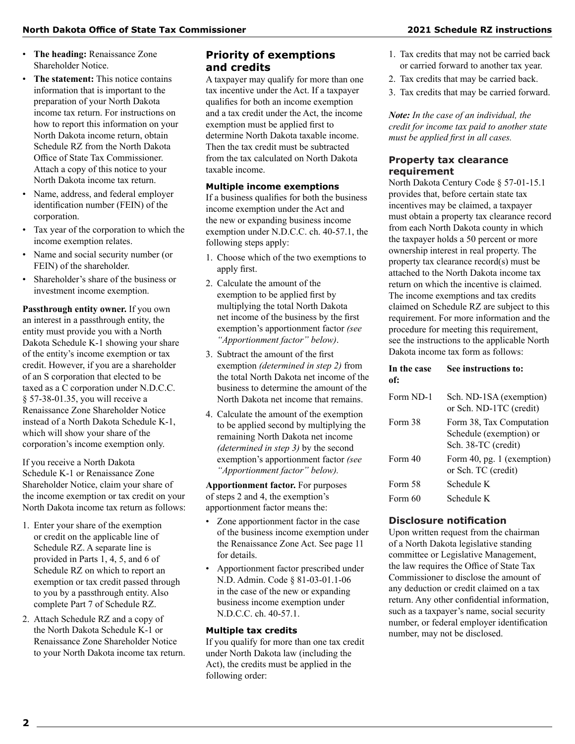- **The heading:** Renaissance Zone Shareholder Notice.
- **The statement:** This notice contains information that is important to the preparation of your North Dakota income tax return. For instructions on how to report this information on your North Dakota income return, obtain Schedule RZ from the North Dakota Office of State Tax Commissioner. Attach a copy of this notice to your North Dakota income tax return.
- Name, address, and federal employer identification number (FEIN) of the corporation.
- Tax year of the corporation to which the income exemption relates.
- Name and social security number (or FEIN) of the shareholder.
- Shareholder's share of the business or investment income exemption.

**Passthrough entity owner.** If you own an interest in a passthrough entity, the entity must provide you with a North Dakota Schedule K-1 showing your share of the entity's income exemption or tax credit. However, if you are a shareholder of an S corporation that elected to be taxed as a C corporation under N.D.C.C. § 57-38-01.35, you will receive a Renaissance Zone Shareholder Notice instead of a North Dakota Schedule K-1, which will show your share of the corporation's income exemption only.

If you receive a North Dakota Schedule K-1 or Renaissance Zone Shareholder Notice, claim your share of the income exemption or tax credit on your North Dakota income tax return as follows:

1. Enter your share of the exemption or credit on the applicable line of Schedule RZ. A separate line is provided in Parts 1, 4, 5, and 6 of Schedule RZ on which to report an exemption or tax credit passed through to you by a passthrough entity. Also complete Part 7 of Schedule RZ.
2. Attach Schedule RZ and a copy of the North Dakota Schedule K-1 or Renaissance Zone Shareholder Notice to your North Dakota income tax return.

## Priority of exemptions and credits

A taxpayer may qualify for more than one tax incentive under the Act. If a taxpayer qualifies for both an income exemption and a tax credit under the Act, the income exemption must be applied first to determine North Dakota taxable income. Then the tax credit must be subtracted from the tax calculated on North Dakota taxable income.

### Multiple income exemptions

If a business qualifies for both the business income exemption under the Act and the new or expanding business income exemption under N.D.C.C. ch. 40-57.1, the following steps apply:

1. Choose which of the two exemptions to apply first.
2. Calculate the amount of the exemption to be applied first by multiplying the total North Dakota net income of the business by the first exemption's apportionment factor *(see "Apportionment factor" below)*.
3. Subtract the amount of the first exemption *(determined in step 2)* from the total North Dakota net income of the business to determine the amount of the North Dakota net income that remains.
4. Calculate the amount of the exemption to be applied second by multiplying the remaining North Dakota net income *(determined in step 3)* by the second exemption's apportionment factor *(see "Apportionment factor" below).*

**Apportionment factor.** For purposes of steps 2 and 4, the exemption's apportionment factor means the:

- Zone apportionment factor in the case of the business income exemption under the Renaissance Zone Act. See page 11 for details.
- Apportionment factor prescribed under N.D. Admin. Code § 81-03-01.1-06 in the case of the new or expanding business income exemption under N.D.C.C. ch. 40-57.1.

### Multiple tax credits

If you qualify for more than one tax credit under North Dakota law (including the Act), the credits must be applied in the following order:

1. Tax credits that may not be carried back or carried forward to another tax year.
2. Tax credits that may be carried back.
3. Tax credits that may be carried forward.

***Note:*** *In the case of an individual, the credit for income tax paid to another state must be applied first in all cases.*

### Property tax clearance requirement

North Dakota Century Code § 57-01-15.1 provides that, before certain state tax incentives may be claimed, a taxpayer must obtain a property tax clearance record from each North Dakota county in which the taxpayer holds a 50 percent or more ownership interest in real property. The property tax clearance record(s) must be attached to the North Dakota income tax return on which the incentive is claimed. The income exemptions and tax credits claimed on Schedule RZ are subject to this requirement. For more information and the procedure for meeting this requirement, see the instructions to the applicable North Dakota income tax form as follows:

| In the case of: | See instructions to: |
|---|---|
| Form ND-1 | Sch. ND-1SA (exemption) or Sch. ND-1TC (credit) |
| Form 38 | Form 38, Tax Computation Schedule (exemption) or Sch. 38-TC (credit) |
| Form 40 | Form 40, pg. 1 (exemption) or Sch. TC (credit) |
| Form 58 | Schedule K |
| Form 60 | Schedule K |

### Disclosure notification

Upon written request from the chairman of a North Dakota legislative standing committee or Legislative Management, the law requires the Office of State Tax Commissioner to disclose the amount of any deduction or credit claimed on a tax return. Any other confidential information, such as a taxpayer's name, social security number, or federal employer identification number, may not be disclosed.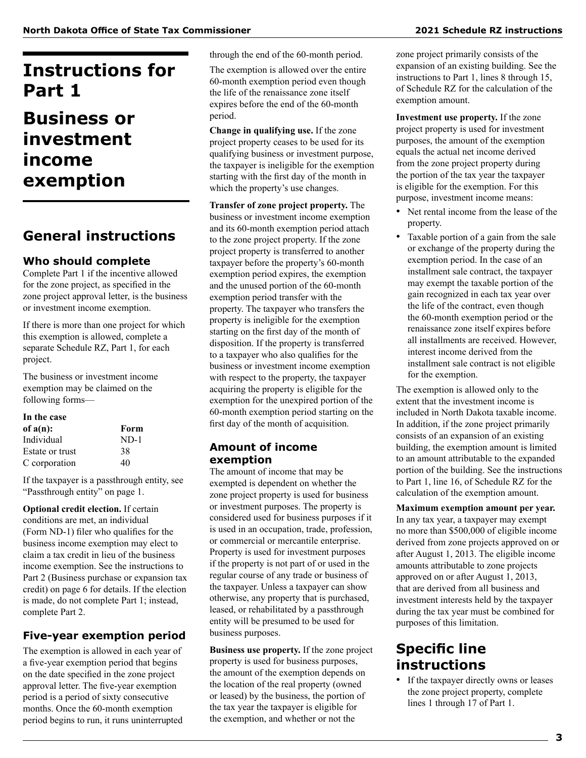# Instructions for Part 1

# Business or investment income exemption

## General instructions

### Who should complete

Complete Part 1 if the incentive allowed for the zone project, as specified in the zone project approval letter, is the business or investment income exemption.

If there is more than one project for which this exemption is allowed, complete a separate Schedule RZ, Part 1, for each project.

The business or investment income exemption may be claimed on the following forms—

| In the case of a(n): | Form |
|---|---|
| Individual | ND-1 |
| Estate or trust | 38 |
| C corporation | 40 |

If the taxpayer is a passthrough entity, see "Passthrough entity" on page 1.

**Optional credit election.** If certain conditions are met, an individual (Form ND-1) filer who qualifies for the business income exemption may elect to claim a tax credit in lieu of the business income exemption. See the instructions to Part 2 (Business purchase or expansion tax credit) on page 6 for details. If the election is made, do not complete Part 1; instead, complete Part 2.

### Five-year exemption period

The exemption is allowed in each year of a five-year exemption period that begins on the date specified in the zone project approval letter. The five-year exemption period is a period of sixty consecutive months. Once the 60-month exemption period begins to run, it runs uninterrupted through the end of the 60-month period.

The exemption is allowed over the entire 60-month exemption period even though the life of the renaissance zone itself expires before the end of the 60-month period.

**Change in qualifying use.** If the zone project property ceases to be used for its qualifying business or investment purpose, the taxpayer is ineligible for the exemption starting with the first day of the month in which the property's use changes.

**Transfer of zone project property.** The business or investment income exemption and its 60-month exemption period attach to the zone project property. If the zone project property is transferred to another taxpayer before the property's 60-month exemption period expires, the exemption and the unused portion of the 60-month exemption period transfer with the property. The taxpayer who transfers the property is ineligible for the exemption starting on the first day of the month of disposition. If the property is transferred to a taxpayer who also qualifies for the business or investment income exemption with respect to the property, the taxpayer acquiring the property is eligible for the exemption for the unexpired portion of the 60-month exemption period starting on the first day of the month of acquisition.

### Amount of income exemption

The amount of income that may be exempted is dependent on whether the zone project property is used for business or investment purposes. The property is considered used for business purposes if it is used in an occupation, trade, profession, or commercial or mercantile enterprise. Property is used for investment purposes if the property is not part of or used in the regular course of any trade or business of the taxpayer. Unless a taxpayer can show otherwise, any property that is purchased, leased, or rehabilitated by a passthrough entity will be presumed to be used for business purposes.

**Business use property.** If the zone project property is used for business purposes, the amount of the exemption depends on the location of the real property (owned or leased) by the business, the portion of the tax year the taxpayer is eligible for the exemption, and whether or not the zone project primarily consists of the expansion of an existing building. See the instructions to Part 1, lines 8 through 15, of Schedule RZ for the calculation of the exemption amount.

**Investment use property.** If the zone project property is used for investment purposes, the amount of the exemption equals the actual net income derived from the zone project property during the portion of the tax year the taxpayer is eligible for the exemption. For this purpose, investment income means:

- Net rental income from the lease of the property.
- Taxable portion of a gain from the sale or exchange of the property during the exemption period. In the case of an installment sale contract, the taxpayer may exempt the taxable portion of the gain recognized in each tax year over the life of the contract, even though the 60-month exemption period or the renaissance zone itself expires before all installments are received. However, interest income derived from the installment sale contract is not eligible for the exemption.

The exemption is allowed only to the extent that the investment income is included in North Dakota taxable income. In addition, if the zone project primarily consists of an expansion of an existing building, the exemption amount is limited to an amount attributable to the expanded portion of the building. See the instructions to Part 1, line 16, of Schedule RZ for the calculation of the exemption amount.

**Maximum exemption amount per year.** In any tax year, a taxpayer may exempt no more than $500,000 of eligible income derived from zone projects approved on or after August 1, 2013. The eligible income amounts attributable to zone projects approved on or after August 1, 2013, that are derived from all business and investment interests held by the taxpayer during the tax year must be combined for purposes of this limitation.

## Specific line instructions

- If the taxpayer directly owns or leases the zone project property, complete lines 1 through 17 of Part 1.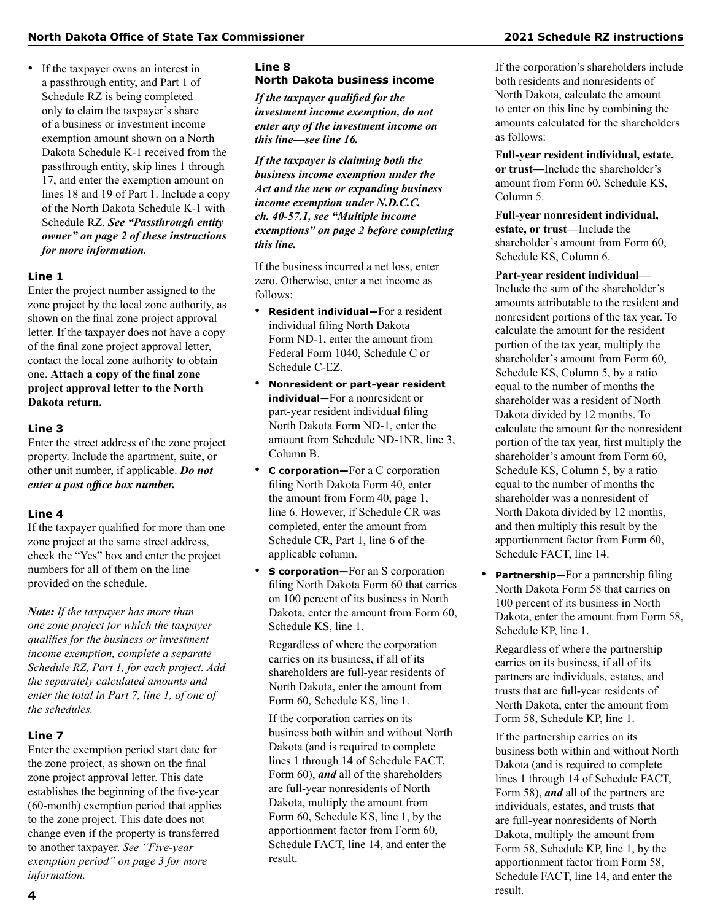- If the taxpayer owns an interest in a passthrough entity, and Part 1 of Schedule RZ is being completed only to claim the taxpayer's share of a business or investment income exemption amount shown on a North Dakota Schedule K-1 received from the passthrough entity, skip lines 1 through 17, and enter the exemption amount on lines 18 and 19 of Part 1. Include a copy of the North Dakota Schedule K-1 with Schedule RZ. ***See "Passthrough entity owner" on page 2 of these instructions for more information.***

### Line 1

Enter the project number assigned to the zone project by the local zone authority, as shown on the final zone project approval letter. If the taxpayer does not have a copy of the final zone project approval letter, contact the local zone authority to obtain one. **Attach a copy of the final zone project approval letter to the North Dakota return.**

### Line 3

Enter the street address of the zone project property. Include the apartment, suite, or other unit number, if applicable. ***Do not enter a post office box number.***

### Line 4

If the taxpayer qualified for more than one zone project at the same street address, check the "Yes" box and enter the project numbers for all of them on the line provided on the schedule.

***Note:*** *If the taxpayer has more than one zone project for which the taxpayer qualifies for the business or investment income exemption, complete a separate Schedule RZ, Part 1, for each project. Add the separately calculated amounts and enter the total in Part 7, line 1, of one of the schedules.*

### Line 7

Enter the exemption period start date for the zone project, as shown on the final zone project approval letter. This date establishes the beginning of the five-year (60-month) exemption period that applies to the zone project. This date does not change even if the property is transferred to another taxpayer. *See "Five-year exemption period" on page 3 for more information.*

### Line 8
### North Dakota business income

***If the taxpayer qualified for the investment income exemption, do not enter any of the investment income on this line—see line 16.***

***If the taxpayer is claiming both the business income exemption under the Act and the new or expanding business income exemption under N.D.C.C. ch. 40-57.1, see "Multiple income exemptions" on page 2 before completing this line.***

If the business incurred a net loss, enter zero. Otherwise, enter a net income as follows:

- **Resident individual—**For a resident individual filing North Dakota Form ND-1, enter the amount from Federal Form 1040, Schedule C or Schedule C-EZ.
- **Nonresident or part-year resident individual—**For a nonresident or part-year resident individual filing North Dakota Form ND-1, enter the amount from Schedule ND-1NR, line 3, Column B.
- **C corporation—**For a C corporation filing North Dakota Form 40, enter the amount from Form 40, page 1, line 6. However, if Schedule CR was completed, enter the amount from Schedule CR, Part 1, line 6 of the applicable column.
- **S corporation—**For an S corporation filing North Dakota Form 60 that carries on 100 percent of its business in North Dakota, enter the amount from Form 60, Schedule KS, line 1.

  Regardless of where the corporation carries on its business, if all of its shareholders are full-year residents of North Dakota, enter the amount from Form 60, Schedule KS, line 1.

  If the corporation carries on its business both within and without North Dakota (and is required to complete lines 1 through 14 of Schedule FACT, Form 60), ***and*** all of the shareholders are full-year nonresidents of North Dakota, multiply the amount from Form 60, Schedule KS, line 1, by the apportionment factor from Form 60, Schedule FACT, line 14, and enter the result.

  If the corporation's shareholders include both residents and nonresidents of North Dakota, calculate the amount to enter on this line by combining the amounts calculated for the shareholders as follows:

  **Full-year resident individual, estate, or trust—**Include the shareholder's amount from Form 60, Schedule KS, Column 5.

  **Full-year nonresident individual, estate, or trust—**Include the shareholder's amount from Form 60, Schedule KS, Column 6.

  **Part-year resident individual—**Include the sum of the shareholder's amounts attributable to the resident and nonresident portions of the tax year. To calculate the amount for the resident portion of the tax year, multiply the shareholder's amount from Form 60, Schedule KS, Column 5, by a ratio equal to the number of months the shareholder was a resident of North Dakota divided by 12 months. To calculate the amount for the nonresident portion of the tax year, first multiply the shareholder's amount from Form 60, Schedule KS, Column 5, by a ratio equal to the number of months the shareholder was a nonresident of North Dakota divided by 12 months, and then multiply this result by the apportionment factor from Form 60, Schedule FACT, line 14.
- **Partnership—**For a partnership filing North Dakota Form 58 that carries on 100 percent of its business in North Dakota, enter the amount from Form 58, Schedule KP, line 1.

  Regardless of where the partnership carries on its business, if all of its partners are individuals, estates, and trusts that are full-year residents of North Dakota, enter the amount from Form 58, Schedule KP, line 1.

  If the partnership carries on its business both within and without North Dakota (and is required to complete lines 1 through 14 of Schedule FACT, Form 58), ***and*** all of the partners are individuals, estates, and trusts that are full-year nonresidents of North Dakota, multiply the amount from Form 58, Schedule KP, line 1, by the apportionment factor from Form 58, Schedule FACT, line 14, and enter the result.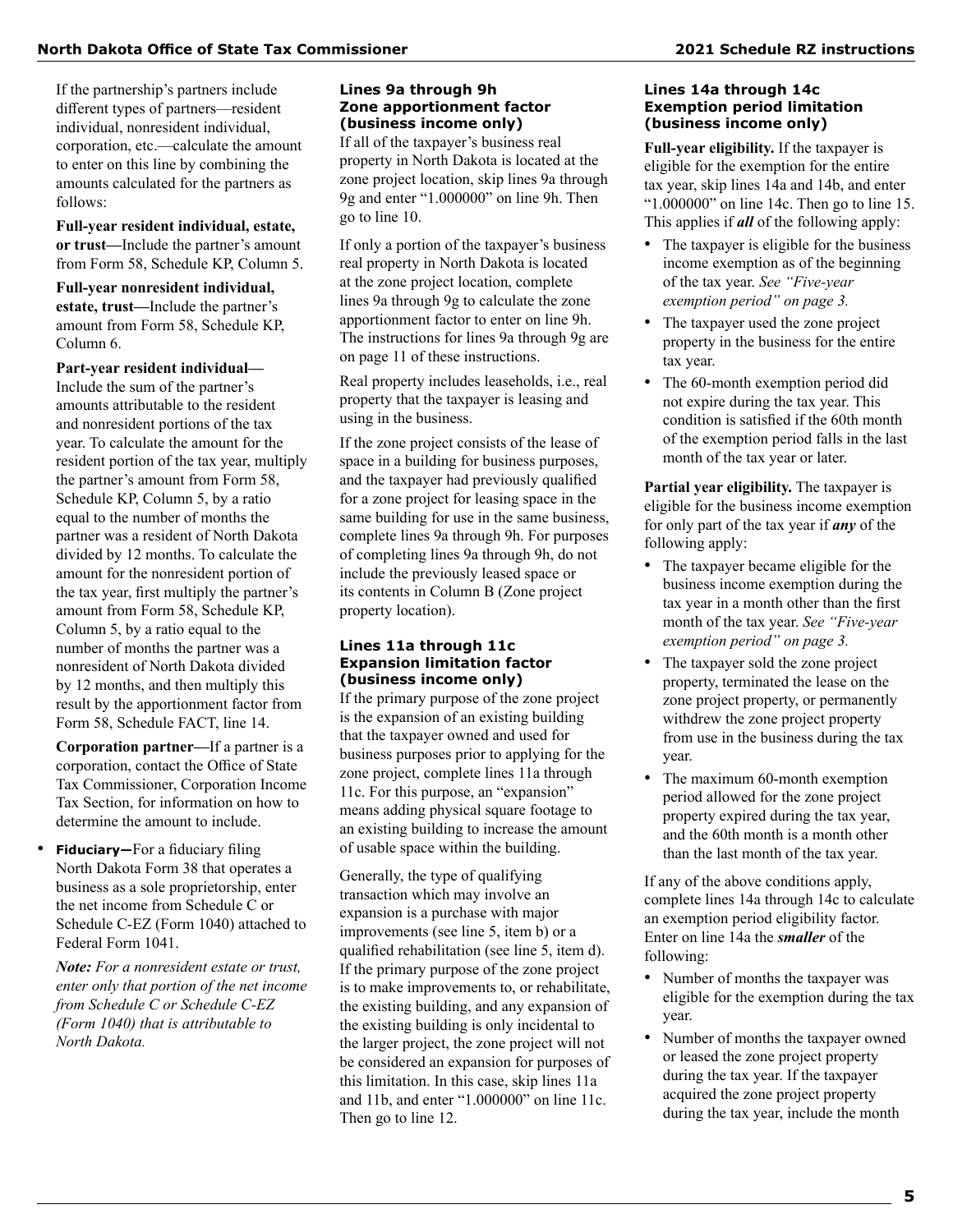If the partnership's partners include different types of partners—resident individual, nonresident individual, corporation, etc.—calculate the amount to enter on this line by combining the amounts calculated for the partners as follows:

**Full-year resident individual, estate, or trust—**Include the partner's amount from Form 58, Schedule KP, Column 5.

**Full-year nonresident individual, estate, trust—**Include the partner's amount from Form 58, Schedule KP, Column 6.

**Part-year resident individual—**Include the sum of the partner's amounts attributable to the resident and nonresident portions of the tax year. To calculate the amount for the resident portion of the tax year, multiply the partner's amount from Form 58, Schedule KP, Column 5, by a ratio equal to the number of months the partner was a resident of North Dakota divided by 12 months. To calculate the amount for the nonresident portion of the tax year, first multiply the partner's amount from Form 58, Schedule KP, Column 5, by a ratio equal to the number of months the partner was a nonresident of North Dakota divided by 12 months, and then multiply this result by the apportionment factor from Form 58, Schedule FACT, line 14.

**Corporation partner—**If a partner is a corporation, contact the Office of State Tax Commissioner, Corporation Income Tax Section, for information on how to determine the amount to include.

- **Fiduciary—**For a fiduciary filing North Dakota Form 38 that operates a business as a sole proprietorship, enter the net income from Schedule C or Schedule C-EZ (Form 1040) attached to Federal Form 1041.

  ***Note:*** *For a nonresident estate or trust, enter only that portion of the net income from Schedule C or Schedule C-EZ (Form 1040) that is attributable to North Dakota.*

### Lines 9a through 9h Zone apportionment factor (business income only)

If all of the taxpayer's business real property in North Dakota is located at the zone project location, skip lines 9a through 9g and enter "1.000000" on line 9h. Then go to line 10.

If only a portion of the taxpayer's business real property in North Dakota is located at the zone project location, complete lines 9a through 9g to calculate the zone apportionment factor to enter on line 9h. The instructions for lines 9a through 9g are on page 11 of these instructions.

Real property includes leaseholds, i.e., real property that the taxpayer is leasing and using in the business.

If the zone project consists of the lease of space in a building for business purposes, and the taxpayer had previously qualified for a zone project for leasing space in the same building for use in the same business, complete lines 9a through 9h. For purposes of completing lines 9a through 9h, do not include the previously leased space or its contents in Column B (Zone project property location).

### Lines 11a through 11c Expansion limitation factor (business income only)

If the primary purpose of the zone project is the expansion of an existing building that the taxpayer owned and used for business purposes prior to applying for the zone project, complete lines 11a through 11c. For this purpose, an "expansion" means adding physical square footage to an existing building to increase the amount of usable space within the building.

Generally, the type of qualifying transaction which may involve an expansion is a purchase with major improvements (see line 5, item b) or a qualified rehabilitation (see line 5, item d). If the primary purpose of the zone project is to make improvements to, or rehabilitate, the existing building, and any expansion of the existing building is only incidental to the larger project, the zone project will not be considered an expansion for purposes of this limitation. In this case, skip lines 11a and 11b, and enter "1.000000" on line 11c. Then go to line 12.

### Lines 14a through 14c Exemption period limitation (business income only)

**Full-year eligibility.** If the taxpayer is eligible for the exemption for the entire tax year, skip lines 14a and 14b, and enter "1.000000" on line 14c. Then go to line 15. This applies if ***all*** of the following apply:

- The taxpayer is eligible for the business income exemption as of the beginning of the tax year. *See "Five-year exemption period" on page 3.*
- The taxpayer used the zone project property in the business for the entire tax year.
- The 60-month exemption period did not expire during the tax year. This condition is satisfied if the 60th month of the exemption period falls in the last month of the tax year or later.

**Partial year eligibility.** The taxpayer is eligible for the business income exemption for only part of the tax year if ***any*** of the following apply:

- The taxpayer became eligible for the business income exemption during the tax year in a month other than the first month of the tax year. *See "Five-year exemption period" on page 3.*
- The taxpayer sold the zone project property, terminated the lease on the zone project property, or permanently withdrew the zone project property from use in the business during the tax year.
- The maximum 60-month exemption period allowed for the zone project property expired during the tax year, and the 60th month is a month other than the last month of the tax year.

If any of the above conditions apply, complete lines 14a through 14c to calculate an exemption period eligibility factor. Enter on line 14a the ***smaller*** of the following:

- Number of months the taxpayer was eligible for the exemption during the tax year.
- Number of months the taxpayer owned or leased the zone project property during the tax year. If the taxpayer acquired the zone project property during the tax year, include the month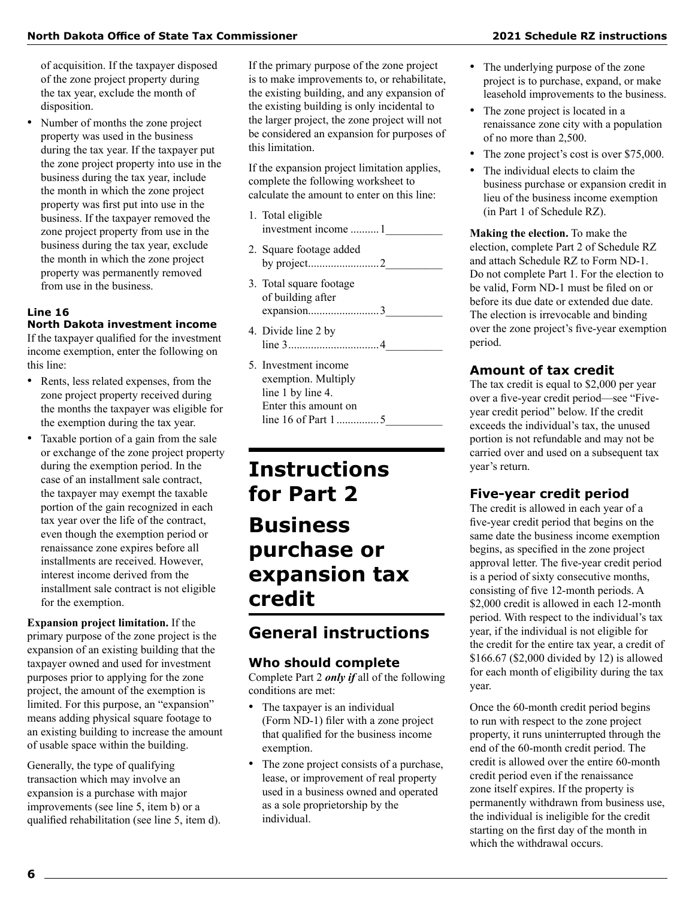of acquisition. If the taxpayer disposed of the zone project property during the tax year, exclude the month of disposition.

- Number of months the zone project property was used in the business during the tax year. If the taxpayer put the zone project property into use in the business during the tax year, include the month in which the zone project property was first put into use in the business. If the taxpayer removed the zone project property from use in the business during the tax year, exclude the month in which the zone project property was permanently removed from use in the business.

#### Line 16
#### North Dakota investment income

If the taxpayer qualified for the investment income exemption, enter the following on this line:

- Rents, less related expenses, from the zone project property received during the months the taxpayer was eligible for the exemption during the tax year.
- Taxable portion of a gain from the sale or exchange of the zone project property during the exemption period. In the case of an installment sale contract, the taxpayer may exempt the taxable portion of the gain recognized in each tax year over the life of the contract, even though the exemption period or renaissance zone expires before all installments are received. However, interest income derived from the installment sale contract is not eligible for the exemption.

**Expansion project limitation.** If the primary purpose of the zone project is the expansion of an existing building that the taxpayer owned and used for investment purposes prior to applying for the zone project, the amount of the exemption is limited. For this purpose, an "expansion" means adding physical square footage to an existing building to increase the amount of usable space within the building.

Generally, the type of qualifying transaction which may involve an expansion is a purchase with major improvements (see line 5, item b) or a qualified rehabilitation (see line 5, item d).

If the primary purpose of the zone project is to make improvements to, or rehabilitate, the existing building, and any expansion of the existing building is only incidental to the larger project, the zone project will not be considered an expansion for purposes of this limitation.

If the expansion project limitation applies, complete the following worksheet to calculate the amount to enter on this line:

1. Total eligible investment income .......... 1__________
2. Square footage added by project......................... 2__________
3. Total square footage of building after expansion......................... 3__________
4. Divide line 2 by line 3................................ 4__________
5. Investment income exemption. Multiply line 1 by line 4. Enter this amount on line 16 of Part 1 ............... 5__________

# Instructions for Part 2

# Business purchase or expansion tax credit

## General instructions

### Who should complete

Complete Part 2 ***only if*** all of the following conditions are met:

- The taxpayer is an individual (Form ND-1) filer with a zone project that qualified for the business income exemption.
- The zone project consists of a purchase, lease, or improvement of real property used in a business owned and operated as a sole proprietorship by the individual.
- The underlying purpose of the zone project is to purchase, expand, or make leasehold improvements to the business.
- The zone project is located in a renaissance zone city with a population of no more than 2,500.
- The zone project's cost is over $75,000.
- The individual elects to claim the business purchase or expansion credit in lieu of the business income exemption (in Part 1 of Schedule RZ).

**Making the election.** To make the election, complete Part 2 of Schedule RZ and attach Schedule RZ to Form ND-1. Do not complete Part 1. For the election to be valid, Form ND-1 must be filed on or before its due date or extended due date. The election is irrevocable and binding over the zone project's five-year exemption period.

### Amount of tax credit

The tax credit is equal to $2,000 per year over a five-year credit period—see "Five-year credit period" below. If the credit exceeds the individual's tax, the unused portion is not refundable and may not be carried over and used on a subsequent tax year's return.

### Five-year credit period

The credit is allowed in each year of a five-year credit period that begins on the same date the business income exemption begins, as specified in the zone project approval letter. The five-year credit period is a period of sixty consecutive months, consisting of five 12-month periods. A $2,000 credit is allowed in each 12-month period. With respect to the individual's tax year, if the individual is not eligible for the credit for the entire tax year, a credit of $166.67 ($2,000 divided by 12) is allowed for each month of eligibility during the tax year.

Once the 60-month credit period begins to run with respect to the zone project property, it runs uninterrupted through the end of the 60-month credit period. The credit is allowed over the entire 60-month credit period even if the renaissance zone itself expires. If the property is permanently withdrawn from business use, the individual is ineligible for the credit starting on the first day of the month in which the withdrawal occurs.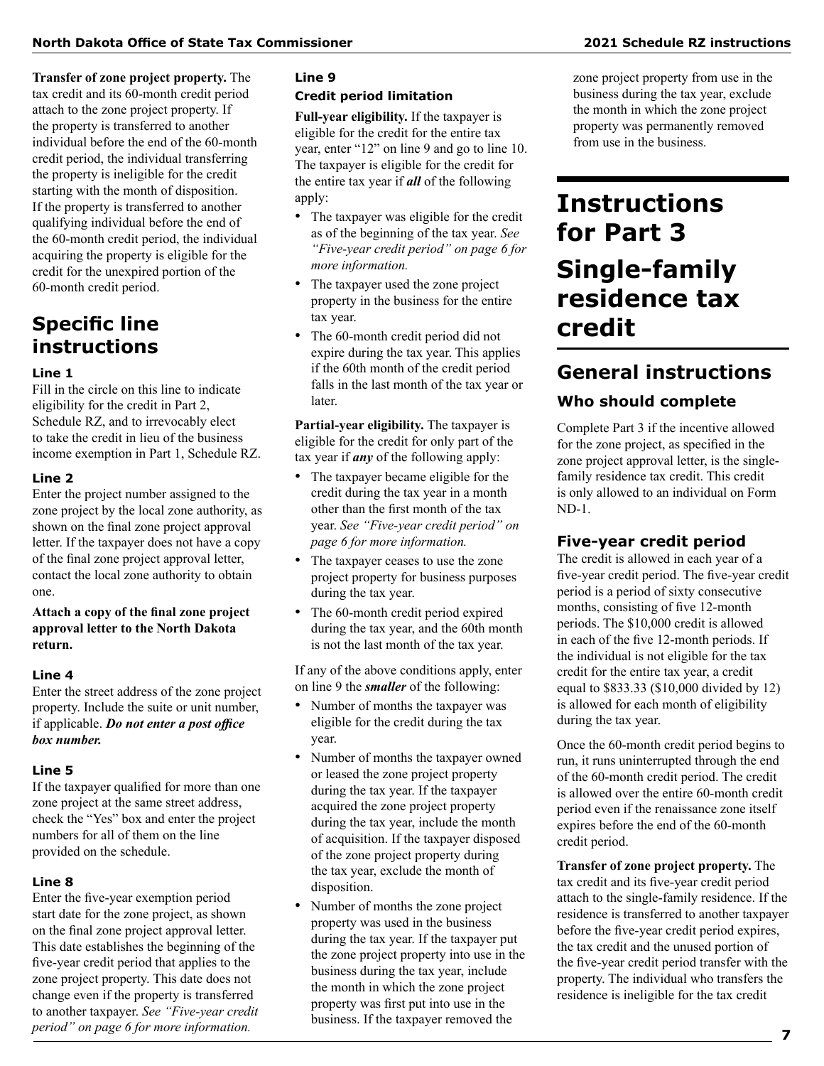**Transfer of zone project property.** The tax credit and its 60-month credit period attach to the zone project property. If the property is transferred to another individual before the end of the 60-month credit period, the individual transferring the property is ineligible for the credit starting with the month of disposition. If the property is transferred to another qualifying individual before the end of the 60-month credit period, the individual acquiring the property is eligible for the credit for the unexpired portion of the 60-month credit period.

## Specific line instructions

### Line 1

Fill in the circle on this line to indicate eligibility for the credit in Part 2, Schedule RZ, and to irrevocably elect to take the credit in lieu of the business income exemption in Part 1, Schedule RZ.

### Line 2

Enter the project number assigned to the zone project by the local zone authority, as shown on the final zone project approval letter. If the taxpayer does not have a copy of the final zone project approval letter, contact the local zone authority to obtain one.

**Attach a copy of the final zone project approval letter to the North Dakota return.**

### Line 4

Enter the street address of the zone project property. Include the suite or unit number, if applicable. ***Do not enter a post office box number.***

### Line 5

If the taxpayer qualified for more than one zone project at the same street address, check the "Yes" box and enter the project numbers for all of them on the line provided on the schedule.

### Line 8

Enter the five-year exemption period start date for the zone project, as shown on the final zone project approval letter. This date establishes the beginning of the five-year credit period that applies to the zone project property. This date does not change even if the property is transferred to another taxpayer. *See "Five-year credit period" on page 6 for more information.*

### Line 9

**Credit period limitation**

**Full-year eligibility.** If the taxpayer is eligible for the credit for the entire tax year, enter "12" on line 9 and go to line 10. The taxpayer is eligible for the credit for the entire tax year if ***all*** of the following apply:

- The taxpayer was eligible for the credit as of the beginning of the tax year. *See "Five-year credit period" on page 6 for more information.*
- The taxpayer used the zone project property in the business for the entire tax year.
- The 60-month credit period did not expire during the tax year. This applies if the 60th month of the credit period falls in the last month of the tax year or later.

**Partial-year eligibility.** The taxpayer is eligible for the credit for only part of the tax year if ***any*** of the following apply:

- The taxpayer became eligible for the credit during the tax year in a month other than the first month of the tax year. *See "Five-year credit period" on page 6 for more information.*
- The taxpayer ceases to use the zone project property for business purposes during the tax year.
- The 60-month credit period expired during the tax year, and the 60th month is not the last month of the tax year.

If any of the above conditions apply, enter on line 9 the ***smaller*** of the following:

- Number of months the taxpayer was eligible for the credit during the tax year.
- Number of months the taxpayer owned or leased the zone project property during the tax year. If the taxpayer acquired the zone project property during the tax year, include the month of acquisition. If the taxpayer disposed of the zone project property during the tax year, exclude the month of disposition.
- Number of months the zone project property was used in the business during the tax year. If the taxpayer put the zone project property into use in the business during the tax year, include the month in which the zone project property was first put into use in the business. If the taxpayer removed the zone project property from use in the business during the tax year, exclude the month in which the zone project property was permanently removed from use in the business.

# Instructions for Part 3

# Single-family residence tax credit

## General instructions

### Who should complete

Complete Part 3 if the incentive allowed for the zone project, as specified in the zone project approval letter, is the single-family residence tax credit. This credit is only allowed to an individual on Form ND-1.

### Five-year credit period

The credit is allowed in each year of a five-year credit period. The five-year credit period is a period of sixty consecutive months, consisting of five 12-month periods. The $10,000 credit is allowed in each of the five 12-month periods. If the individual is not eligible for the tax credit for the entire tax year, a credit equal to $833.33 ($10,000 divided by 12) is allowed for each month of eligibility during the tax year.

Once the 60-month credit period begins to run, it runs uninterrupted through the end of the 60-month credit period. The credit is allowed over the entire 60-month credit period even if the renaissance zone itself expires before the end of the 60-month credit period.

**Transfer of zone project property.** The tax credit and its five-year credit period attach to the single-family residence. If the residence is transferred to another taxpayer before the five-year credit period expires, the tax credit and the unused portion of the five-year credit period transfer with the property. The individual who transfers the residence is ineligible for the tax credit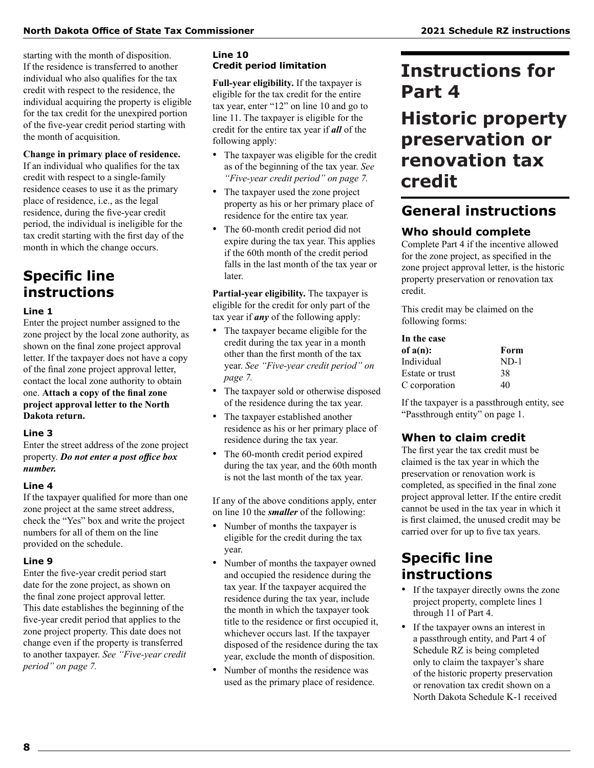starting with the month of disposition. If the residence is transferred to another individual who also qualifies for the tax credit with respect to the residence, the individual acquiring the property is eligible for the tax credit for the unexpired portion of the five-year credit period starting with the month of acquisition.

**Change in primary place of residence.** If an individual who qualifies for the tax credit with respect to a single-family residence ceases to use it as the primary place of residence, i.e., as the legal residence, during the five-year credit period, the individual is ineligible for the tax credit starting with the first day of the month in which the change occurs.

## Specific line instructions

### Line 1

Enter the project number assigned to the zone project by the local zone authority, as shown on the final zone project approval letter. If the taxpayer does not have a copy of the final zone project approval letter, contact the local zone authority to obtain one. **Attach a copy of the final zone project approval letter to the North Dakota return.**

### Line 3

Enter the street address of the zone project property. ***Do not enter a post office box number.***

### Line 4

If the taxpayer qualified for more than one zone project at the same street address, check the "Yes" box and write the project numbers for all of them on the line provided on the schedule.

### Line 9

Enter the five-year credit period start date for the zone project, as shown on the final zone project approval letter. This date establishes the beginning of the five-year credit period that applies to the zone project property. This date does not change even if the property is transferred to another taxpayer. *See "Five-year credit period" on page 7.*

### Line 10
### Credit period limitation

**Full-year eligibility.** If the taxpayer is eligible for the tax credit for the entire tax year, enter "12" on line 10 and go to line 11. The taxpayer is eligible for the credit for the entire tax year if ***all*** of the following apply:

- The taxpayer was eligible for the credit as of the beginning of the tax year. *See "Five-year credit period" on page 7.*
- The taxpayer used the zone project property as his or her primary place of residence for the entire tax year.
- The 60-month credit period did not expire during the tax year. This applies if the 60th month of the credit period falls in the last month of the tax year or later.

**Partial-year eligibility.** The taxpayer is eligible for the credit for only part of the tax year if ***any*** of the following apply:

- The taxpayer became eligible for the credit during the tax year in a month other than the first month of the tax year. *See "Five-year credit period" on page 7.*
- The taxpayer sold or otherwise disposed of the residence during the tax year.
- The taxpayer established another residence as his or her primary place of residence during the tax year.
- The 60-month credit period expired during the tax year, and the 60th month is not the last month of the tax year.

If any of the above conditions apply, enter on line 10 the ***smaller*** of the following:

- Number of months the taxpayer is eligible for the credit during the tax year.
- Number of months the taxpayer owned and occupied the residence during the tax year. If the taxpayer acquired the residence during the tax year, include the month in which the taxpayer took title to the residence or first occupied it, whichever occurs last. If the taxpayer disposed of the residence during the tax year, exclude the month of disposition.
- Number of months the residence was used as the primary place of residence.

# Instructions for Part 4

# Historic property preservation or renovation tax credit

## General instructions

### Who should complete

Complete Part 4 if the incentive allowed for the zone project, as specified in the zone project approval letter, is the historic property preservation or renovation tax credit.

This credit may be claimed on the following forms:

| In the case of a(n): | Form |
|---|---|
| Individual | ND-1 |
| Estate or trust | 38 |
| C corporation | 40 |

If the taxpayer is a passthrough entity, see "Passthrough entity" on page 1.

### When to claim credit

The first year the tax credit must be claimed is the tax year in which the preservation or renovation work is completed, as specified in the final zone project approval letter. If the entire credit cannot be used in the tax year in which it is first claimed, the unused credit may be carried over for up to five tax years.

## Specific line instructions

- If the taxpayer directly owns the zone project property, complete lines 1 through 11 of Part 4.
- If the taxpayer owns an interest in a passthrough entity, and Part 4 of Schedule RZ is being completed only to claim the taxpayer's share of the historic property preservation or renovation tax credit shown on a North Dakota Schedule K-1 received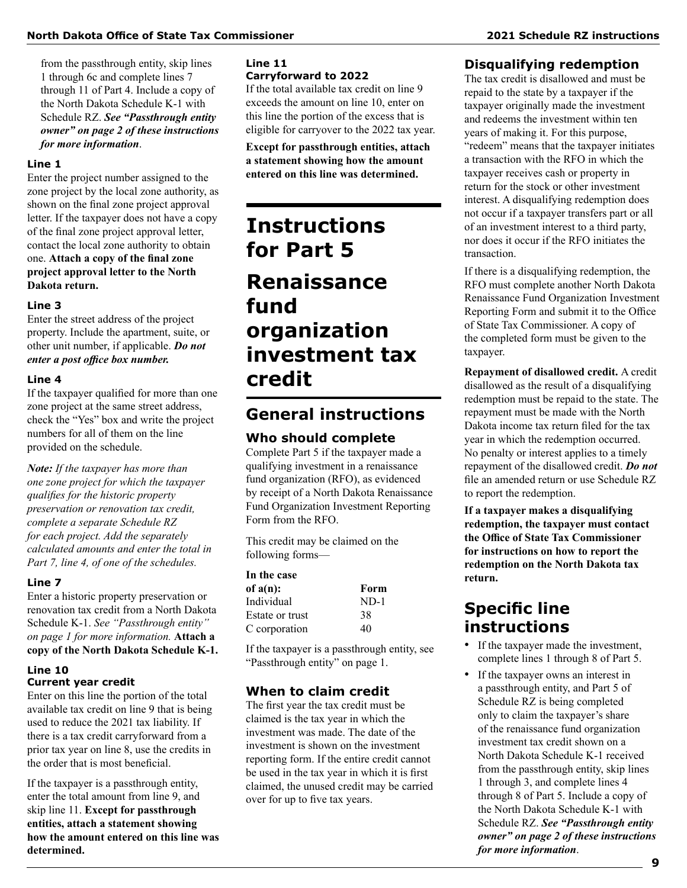from the passthrough entity, skip lines 1 through 6c and complete lines 7 through 11 of Part 4. Include a copy of the North Dakota Schedule K-1 with Schedule RZ. ***See "Passthrough entity owner" on page 2 of these instructions for more information***.

#### Line 1

Enter the project number assigned to the zone project by the local zone authority, as shown on the final zone project approval letter. If the taxpayer does not have a copy of the final zone project approval letter, contact the local zone authority to obtain one. **Attach a copy of the final zone project approval letter to the North Dakota return.**

#### Line 3

Enter the street address of the project property. Include the apartment, suite, or other unit number, if applicable. ***Do not enter a post office box number.***

#### Line 4

If the taxpayer qualified for more than one zone project at the same street address, check the "Yes" box and write the project numbers for all of them on the line provided on the schedule.

***Note:*** *If the taxpayer has more than one zone project for which the taxpayer qualifies for the historic property preservation or renovation tax credit, complete a separate Schedule RZ for each project. Add the separately calculated amounts and enter the total in Part 7, line 4, of one of the schedules.*

#### Line 7

Enter a historic property preservation or renovation tax credit from a North Dakota Schedule K-1. *See "Passthrough entity" on page 1 for more information.* **Attach a copy of the North Dakota Schedule K-1.**

#### Line 10
#### Current year credit

Enter on this line the portion of the total available tax credit on line 9 that is being used to reduce the 2021 tax liability. If there is a tax credit carryforward from a prior tax year on line 8, use the credits in the order that is most beneficial.

If the taxpayer is a passthrough entity, enter the total amount from line 9, and skip line 11. **Except for passthrough entities, attach a statement showing how the amount entered on this line was determined.**

#### Line 11
#### Carryforward to 2022

If the total available tax credit on line 9 exceeds the amount on line 10, enter on this line the portion of the excess that is eligible for carryover to the 2022 tax year.

**Except for passthrough entities, attach a statement showing how the amount entered on this line was determined.**

# Instructions for Part 5

# Renaissance fund organization investment tax credit

## General instructions

### Who should complete

Complete Part 5 if the taxpayer made a qualifying investment in a renaissance fund organization (RFO), as evidenced by receipt of a North Dakota Renaissance Fund Organization Investment Reporting Form from the RFO.

This credit may be claimed on the following forms—

| In the case of a(n): | Form |
|---|---|
| Individual | ND-1 |
| Estate or trust | 38 |
| C corporation | 40 |

If the taxpayer is a passthrough entity, see "Passthrough entity" on page 1.

### When to claim credit

The first year the tax credit must be claimed is the tax year in which the investment was made. The date of the investment is shown on the investment reporting form. If the entire credit cannot be used in the tax year in which it is first claimed, the unused credit may be carried over for up to five tax years.

## Disqualifying redemption

The tax credit is disallowed and must be repaid to the state by a taxpayer if the taxpayer originally made the investment and redeems the investment within ten years of making it. For this purpose, "redeem" means that the taxpayer initiates a transaction with the RFO in which the taxpayer receives cash or property in return for the stock or other investment interest. A disqualifying redemption does not occur if a taxpayer transfers part or all of an investment interest to a third party, nor does it occur if the RFO initiates the transaction.

If there is a disqualifying redemption, the RFO must complete another North Dakota Renaissance Fund Organization Investment Reporting Form and submit it to the Office of State Tax Commissioner. A copy of the completed form must be given to the taxpayer.

**Repayment of disallowed credit.** A credit disallowed as the result of a disqualifying redemption must be repaid to the state. The repayment must be made with the North Dakota income tax return filed for the tax year in which the redemption occurred. No penalty or interest applies to a timely repayment of the disallowed credit. ***Do not*** file an amended return or use Schedule RZ to report the redemption.

**If a taxpayer makes a disqualifying redemption, the taxpayer must contact the Office of State Tax Commissioner for instructions on how to report the redemption on the North Dakota tax return.**

## Specific line instructions

- If the taxpayer made the investment, complete lines 1 through 8 of Part 5.
- If the taxpayer owns an interest in a passthrough entity, and Part 5 of Schedule RZ is being completed only to claim the taxpayer's share of the renaissance fund organization investment tax credit shown on a North Dakota Schedule K-1 received from the passthrough entity, skip lines 1 through 3, and complete lines 4 through 8 of Part 5. Include a copy of the North Dakota Schedule K-1 with Schedule RZ. ***See "Passthrough entity owner" on page 2 of these instructions for more information***.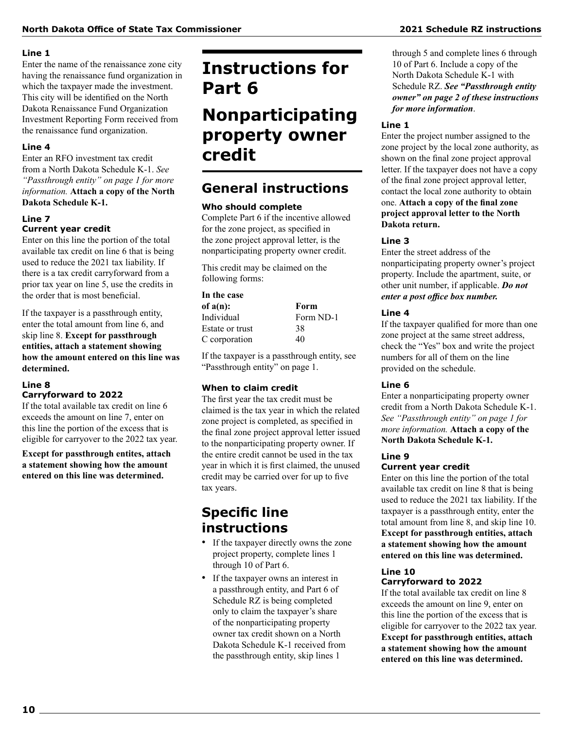### Line 1

Enter the name of the renaissance zone city having the renaissance fund organization in which the taxpayer made the investment. This city will be identified on the North Dakota Renaissance Fund Organization Investment Reporting Form received from the renaissance fund organization.

### Line 4

Enter an RFO investment tax credit from a North Dakota Schedule K-1. *See "Passthrough entity" on page 1 for more information.* **Attach a copy of the North Dakota Schedule K-1.**

### Line 7
### Current year credit

Enter on this line the portion of the total available tax credit on line 6 that is being used to reduce the 2021 tax liability. If there is a tax credit carryforward from a prior tax year on line 5, use the credits in the order that is most beneficial.

If the taxpayer is a passthrough entity, enter the total amount from line 6, and skip line 8. **Except for passthrough entities, attach a statement showing how the amount entered on this line was determined.**

### Line 8
### Carryforward to 2022

If the total available tax credit on line 6 exceeds the amount on line 7, enter on this line the portion of the excess that is eligible for carryover to the 2022 tax year.

**Except for passthrough entites, attach a statement showing how the amount entered on this line was determined.**

# Instructions for Part 6

# Nonparticipating property owner credit

## General instructions

### Who should complete

Complete Part 6 if the incentive allowed for the zone project, as specified in the zone project approval letter, is the nonparticipating property owner credit.

This credit may be claimed on the following forms:

| In the case of a(n): | Form |
|---|---|
| Individual | Form ND-1 |
| Estate or trust | 38 |
| C corporation | 40 |

If the taxpayer is a passthrough entity, see "Passthrough entity" on page 1.

### When to claim credit

The first year the tax credit must be claimed is the tax year in which the related zone project is completed, as specified in the final zone project approval letter issued to the nonparticipating property owner. If the entire credit cannot be used in the tax year in which it is first claimed, the unused credit may be carried over for up to five tax years.

## Specific line instructions

- If the taxpayer directly owns the zone project property, complete lines 1 through 10 of Part 6.
- If the taxpayer owns an interest in a passthrough entity, and Part 6 of Schedule RZ is being completed only to claim the taxpayer's share of the nonparticipating property owner tax credit shown on a North Dakota Schedule K-1 received from the passthrough entity, skip lines 1 through 5 and complete lines 6 through 10 of Part 6. Include a copy of the North Dakota Schedule K-1 with Schedule RZ. ***See "Passthrough entity owner" on page 2 of these instructions for more information***.

### Line 1

Enter the project number assigned to the zone project by the local zone authority, as shown on the final zone project approval letter. If the taxpayer does not have a copy of the final zone project approval letter, contact the local zone authority to obtain one. **Attach a copy of the final zone project approval letter to the North Dakota return.**

### Line 3

Enter the street address of the nonparticipating property owner's project property. Include the apartment, suite, or other unit number, if applicable. ***Do not enter a post office box number.***

### Line 4

If the taxpayer qualified for more than one zone project at the same street address, check the "Yes" box and write the project numbers for all of them on the line provided on the schedule.

### Line 6

Enter a nonparticipating property owner credit from a North Dakota Schedule K-1. *See "Passthrough entity" on page 1 for more information.* **Attach a copy of the North Dakota Schedule K-1.**

### Line 9
### Current year credit

Enter on this line the portion of the total available tax credit on line 8 that is being used to reduce the 2021 tax liability. If the taxpayer is a passthrough entity, enter the total amount from line 8, and skip line 10. **Except for passthrough entities, attach a statement showing how the amount entered on this line was determined.**

### Line 10
### Carryforward to 2022

If the total available tax credit on line 8 exceeds the amount on line 9, enter on this line the portion of the excess that is eligible for carryover to the 2022 tax year. **Except for passthrough entities, attach a statement showing how the amount entered on this line was determined.**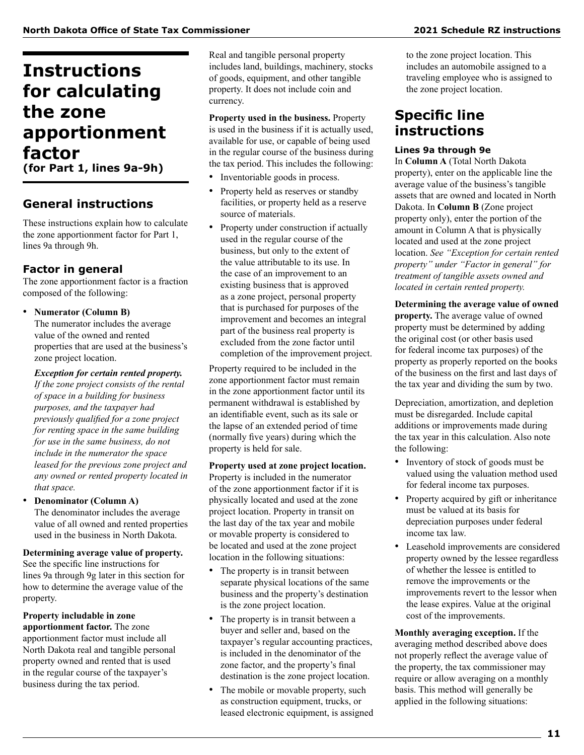# Instructions for calculating the zone apportionment factor
**(for Part 1, lines 9a-9h)**

## General instructions

These instructions explain how to calculate the zone apportionment factor for Part 1, lines 9a through 9h.

### Factor in general

The zone apportionment factor is a fraction composed of the following:

- **Numerator (Column B)**
  The numerator includes the average value of the owned and rented properties that are used at the business's zone project location.

  ***Exception for certain rented property.*** *If the zone project consists of the rental of space in a building for business purposes, and the taxpayer had previously qualified for a zone project for renting space in the same building for use in the same business, do not include in the numerator the space leased for the previous zone project and any owned or rented property located in that space.*

- **Denominator (Column A)**
  The denominator includes the average value of all owned and rented properties used in the business in North Dakota.

**Determining average value of property.** See the specific line instructions for lines 9a through 9g later in this section for how to determine the average value of the property.

**Property includable in zone apportionment factor.** The zone apportionment factor must include all North Dakota real and tangible personal property owned and rented that is used in the regular course of the taxpayer's business during the tax period.

Real and tangible personal property includes land, buildings, machinery, stocks of goods, equipment, and other tangible property. It does not include coin and currency.

**Property used in the business.** Property is used in the business if it is actually used, available for use, or capable of being used in the regular course of the business during the tax period. This includes the following:

- Inventoriable goods in process.
- Property held as reserves or standby facilities, or property held as a reserve source of materials.
- Property under construction if actually used in the regular course of the business, but only to the extent of the value attributable to its use. In the case of an improvement to an existing business that is approved as a zone project, personal property that is purchased for purposes of the improvement and becomes an integral part of the business real property is excluded from the zone factor until completion of the improvement project.

Property required to be included in the zone apportionment factor must remain in the zone apportionment factor until its permanent withdrawal is established by an identifiable event, such as its sale or the lapse of an extended period of time (normally five years) during which the property is held for sale.

**Property used at zone project location.** Property is included in the numerator of the zone apportionment factor if it is physically located and used at the zone project location. Property in transit on the last day of the tax year and mobile or movable property is considered to be located and used at the zone project location in the following situations:

- The property is in transit between separate physical locations of the same business and the property's destination is the zone project location.
- The property is in transit between a buyer and seller and, based on the taxpayer's regular accounting practices, is included in the denominator of the zone factor, and the property's final destination is the zone project location.
- The mobile or movable property, such as construction equipment, trucks, or leased electronic equipment, is assigned to the zone project location. This includes an automobile assigned to a traveling employee who is assigned to the zone project location.

## Specific line instructions

#### Lines 9a through 9e

In **Column A** (Total North Dakota property), enter on the applicable line the average value of the business's tangible assets that are owned and located in North Dakota. In **Column B** (Zone project property only), enter the portion of the amount in Column A that is physically located and used at the zone project location. *See "Exception for certain rented property" under "Factor in general" for treatment of tangible assets owned and located in certain rented property.*

**Determining the average value of owned property.** The average value of owned property must be determined by adding the original cost (or other basis used for federal income tax purposes) of the property as properly reported on the books of the business on the first and last days of the tax year and dividing the sum by two.

Depreciation, amortization, and depletion must be disregarded. Include capital additions or improvements made during the tax year in this calculation. Also note the following:

- Inventory of stock of goods must be valued using the valuation method used for federal income tax purposes.
- Property acquired by gift or inheritance must be valued at its basis for depreciation purposes under federal income tax law.
- Leasehold improvements are considered property owned by the lessee regardless of whether the lessee is entitled to remove the improvements or the improvements revert to the lessor when the lease expires. Value at the original cost of the improvements.

**Monthly averaging exception.** If the averaging method described above does not properly reflect the average value of the property, the tax commissioner may require or allow averaging on a monthly basis. This method will generally be applied in the following situations: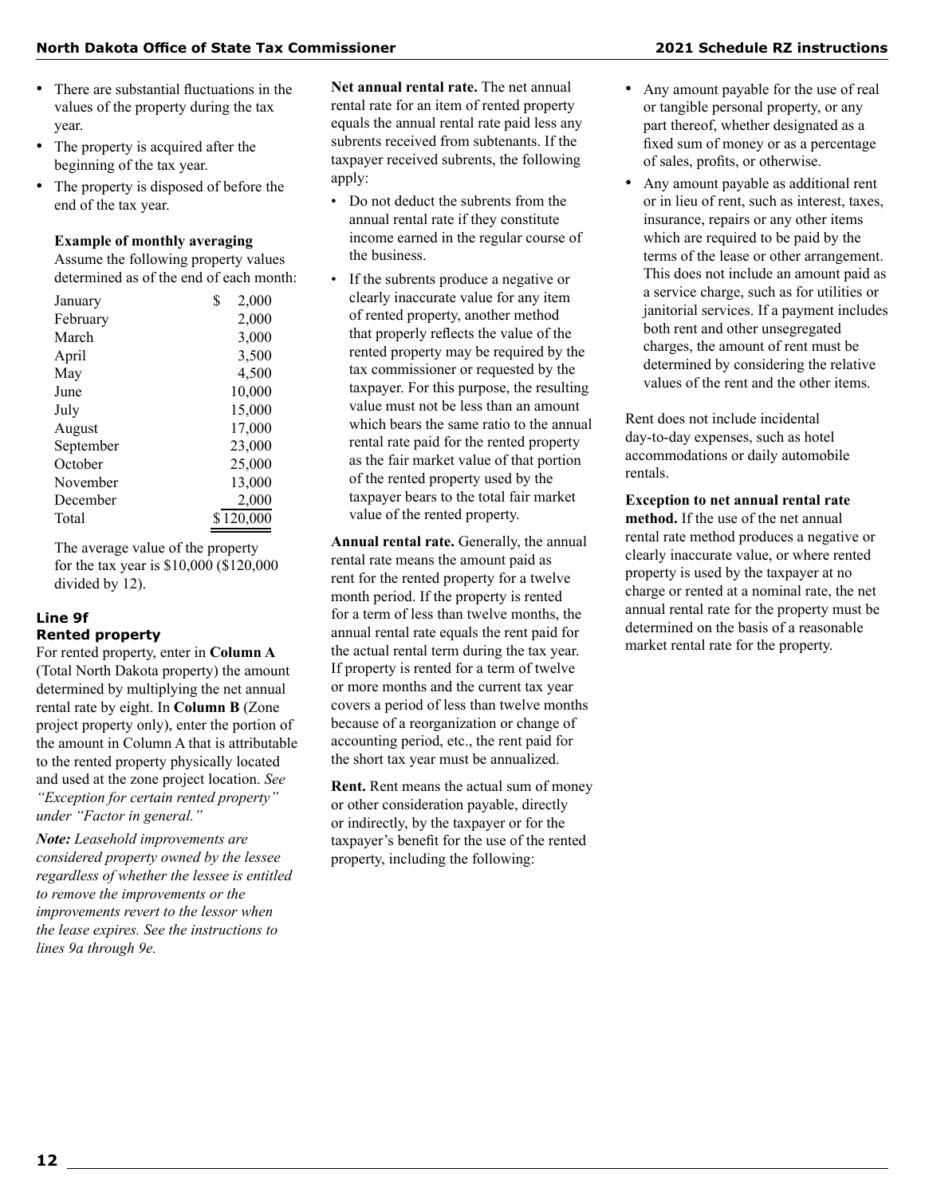- There are substantial fluctuations in the values of the property during the tax year.
- The property is acquired after the beginning of the tax year.
- The property is disposed of before the end of the tax year.

**Example of monthly averaging**

Assume the following property values determined as of the end of each month:

| | |
|---|---|
| January | $ 2,000 |
| February | 2,000 |
| March | 3,000 |
| April | 3,500 |
| May | 4,500 |
| June | 10,000 |
| July | 15,000 |
| August | 17,000 |
| September | 23,000 |
| October | 25,000 |
| November | 13,000 |
| December | 2,000 |
| Total | $120,000 |

The average value of the property for the tax year is $10,000 ($120,000 divided by 12).

### Line 9f
### Rented property

For rented property, enter in **Column A** (Total North Dakota property) the amount determined by multiplying the net annual rental rate by eight. In **Column B** (Zone project property only), enter the portion of the amount in Column A that is attributable to the rented property physically located and used at the zone project location. *See "Exception for certain rented property" under "Factor in general."*

***Note:*** *Leasehold improvements are considered property owned by the lessee regardless of whether the lessee is entitled to remove the improvements or the improvements revert to the lessor when the lease expires. See the instructions to lines 9a through 9e.*

**Net annual rental rate.** The net annual rental rate for an item of rented property equals the annual rental rate paid less any subrents received from subtenants. If the taxpayer received subrents, the following apply:

- Do not deduct the subrents from the annual rental rate if they constitute income earned in the regular course of the business.
- If the subrents produce a negative or clearly inaccurate value for any item of rented property, another method that properly reflects the value of the rented property may be required by the tax commissioner or requested by the taxpayer. For this purpose, the resulting value must not be less than an amount which bears the same ratio to the annual rental rate paid for the rented property as the fair market value of that portion of the rented property used by the taxpayer bears to the total fair market value of the rented property.

**Annual rental rate.** Generally, the annual rental rate means the amount paid as rent for the rented property for a twelve month period. If the property is rented for a term of less than twelve months, the annual rental rate equals the rent paid for the actual rental term during the tax year. If property is rented for a term of twelve or more months and the current tax year covers a period of less than twelve months because of a reorganization or change of accounting period, etc., the rent paid for the short tax year must be annualized.

**Rent.** Rent means the actual sum of money or other consideration payable, directly or indirectly, by the taxpayer or for the taxpayer's benefit for the use of the rented property, including the following:

- Any amount payable for the use of real or tangible personal property, or any part thereof, whether designated as a fixed sum of money or as a percentage of sales, profits, or otherwise.
- Any amount payable as additional rent or in lieu of rent, such as interest, taxes, insurance, repairs or any other items which are required to be paid by the terms of the lease or other arrangement. This does not include an amount paid as a service charge, such as for utilities or janitorial services. If a payment includes both rent and other unsegregated charges, the amount of rent must be determined by considering the relative values of the rent and the other items.

Rent does not include incidental day-to-day expenses, such as hotel accommodations or daily automobile rentals.

**Exception to net annual rental rate method.** If the use of the net annual rental rate method produces a negative or clearly inaccurate value, or where rented property is used by the taxpayer at no charge or rented at a nominal rate, the net annual rental rate for the property must be determined on the basis of a reasonable market rental rate for the property.